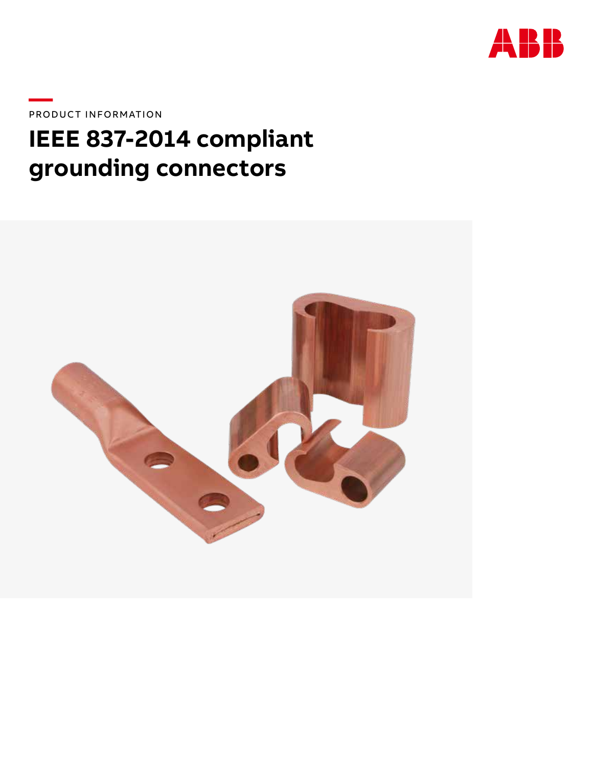PRODUCT INFORMATION

# IEEE 837-2014 compliant grounding connectors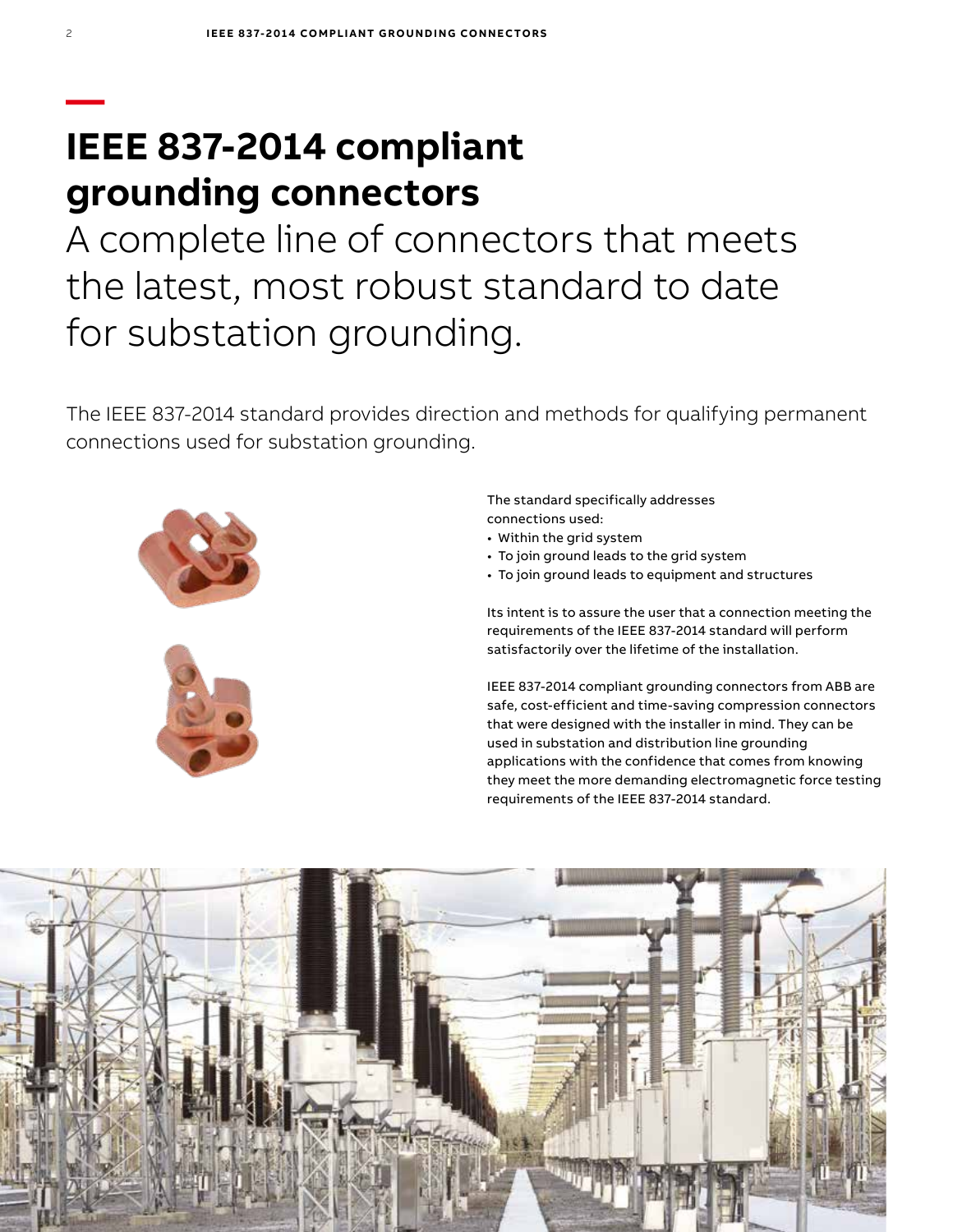# IEEE 837-2014 compliant grounding connectors

## A complete line of connectors that meets the latest, most robust standard to date for substation grounding.

The IEEE 837-2014 standard provides direction and methods for qualifying permanent connections used for substation grounding.

The standard specifically addresses connections used:

- Within the grid system
- To join ground leads to the grid system
- To join ground leads to equipment and structures

Its intent is to assure the user that a connection meeting the requirements of the IEEE 837-2014 standard will perform satisfactorily over the lifetime of the installation.

IEEE 837-2014 compliant grounding connectors from ABB are safe, cost-efficient and time-saving compression connectors that were designed with the installer in mind. They can be used in substation and distribution line grounding applications with the confidence that comes from knowing they meet the more demanding electromagnetic force testing requirements of the IEEE 837-2014 standard.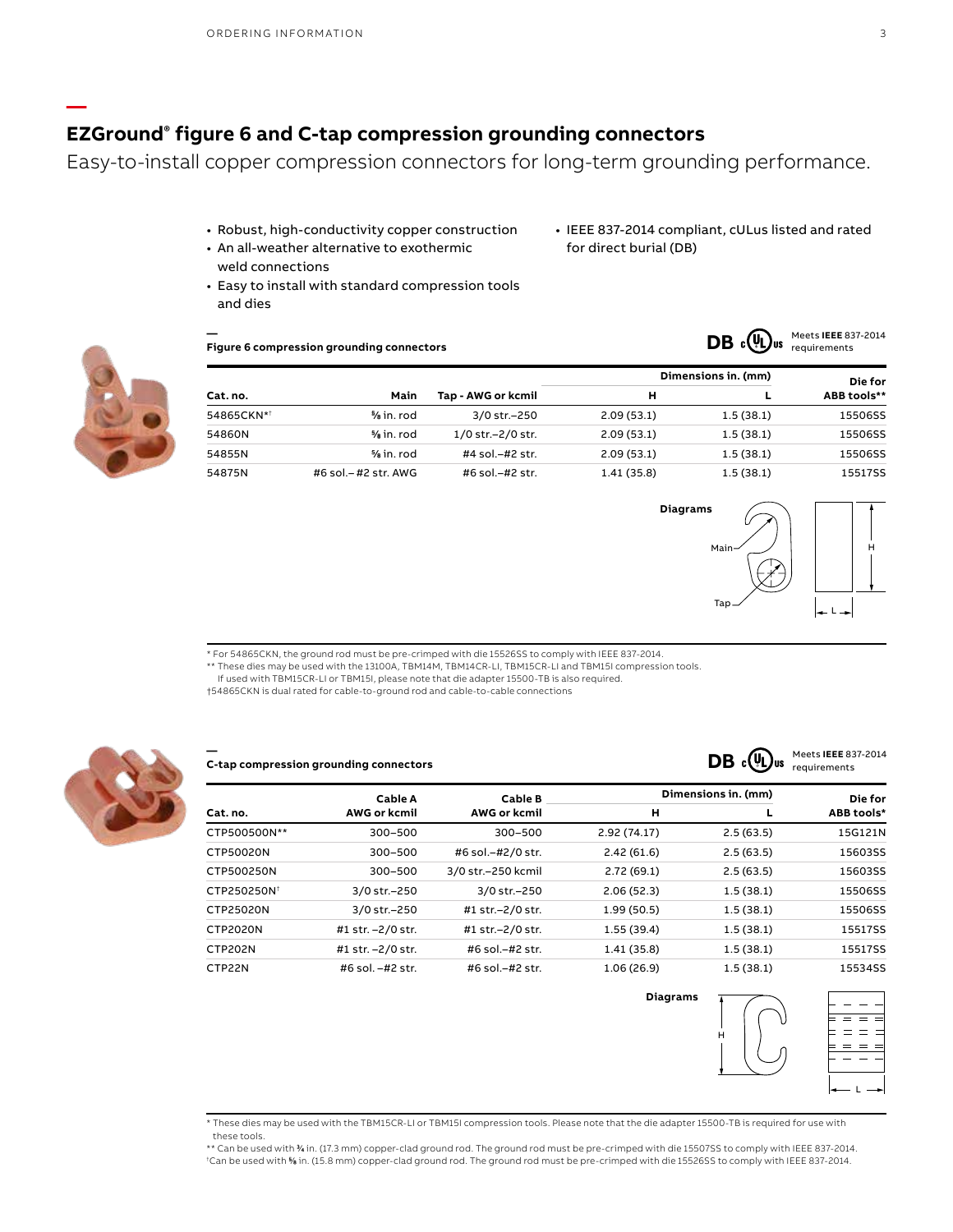# EZGround® figure 6 and C-tap compression grounding connectors

Easy-to-install copper compression connectors for long-term grounding performance.

- Robust, high-conductivity copper construction
- An all-weather alternative to exothermic weld connections
- Easy to install with standard compression tools and dies
- IEEE 837-2014 compliant, cULus listed and rated for direct burial (DB)

## Figure 6 compression grounding connectors

DB cULus — Meets **IEEE** 837-2014 requirements

| Cat. no. | Main | Tap - AWG or kcmil | Dimensions in. (mm) | | Die for |
|---|---|---|---|---|---|
| | | | H | L | ABB tools** |
| 54865CKN*† | ⅝ in. rod | 3/0 str.–250 | 2.09 (53.1) | 1.5 (38.1) | 15506SS |
| 54860N | ⅝ in. rod | 1/0 str.–2/0 str. | 2.09 (53.1) | 1.5 (38.1) | 15506SS |
| 54855N | ⅝ in. rod | #4 sol.–#2 str. | 2.09 (53.1) | 1.5 (38.1) | 15506SS |
| 54875N | #6 sol.– #2 str. AWG | #6 sol.–#2 str. | 1.41 (35.8) | 1.5 (38.1) | 15517SS |

Diagrams

Main, Tap, H, L

* For 54865CKN, the ground rod must be pre-crimped with die 15526SS to comply with IEEE 837-2014.
** These dies may be used with the 13100A, TBM14M, TBM14CR-LI, TBM15CR-LI and TBM15I compression tools. If used with TBM15CR-LI or TBM15I, please note that die adapter 15500-TB is also required.
†54865CKN is dual rated for cable-to-ground rod and cable-to-cable connections

## C-tap compression grounding connectors

DB cULus — Meets **IEEE** 837-2014 requirements

| Cat. no. | Cable A AWG or kcmil | Cable B AWG or kcmil | Dimensions in. (mm) | | Die for |
|---|---|---|---|---|---|
| | | | H | L | ABB tools* |
| CTP500500N** | 300–500 | 300–500 | 2.92 (74.17) | 2.5 (63.5) | 15G121N |
| CTP50020N | 300–500 | #6 sol.–#2/0 str. | 2.42 (61.6) | 2.5 (63.5) | 15603SS |
| CTP500250N | 300–500 | 3/0 str.–250 kcmil | 2.72 (69.1) | 2.5 (63.5) | 15603SS |
| CTP250250N† | 3/0 str.–250 | 3/0 str.–250 | 2.06 (52.3) | 1.5 (38.1) | 15506SS |
| CTP25020N | 3/0 str.–250 | #1 str.–2/0 str. | 1.99 (50.5) | 1.5 (38.1) | 15506SS |
| CTP2020N | #1 str. –2/0 str. | #1 str.–2/0 str. | 1.55 (39.4) | 1.5 (38.1) | 15517SS |
| CTP202N | #1 str. –2/0 str. | #6 sol.–#2 str. | 1.41 (35.8) | 1.5 (38.1) | 15517SS |
| CTP22N | #6 sol. –#2 str. | #6 sol.–#2 str. | 1.06 (26.9) | 1.5 (38.1) | 15534SS |

Diagrams

H, L

* These dies may be used with the TBM15CR-LI or TBM15I compression tools. Please note that the die adapter 15500-TB is required for use with these tools.
** Can be used with ¾ in. (17.3 mm) copper-clad ground rod. The ground rod must be pre-crimped with die 15507SS to comply with IEEE 837-2014.
†Can be used with ⅝ in. (15.8 mm) copper-clad ground rod. The ground rod must be pre-crimped with die 15526SS to comply with IEEE 837-2014.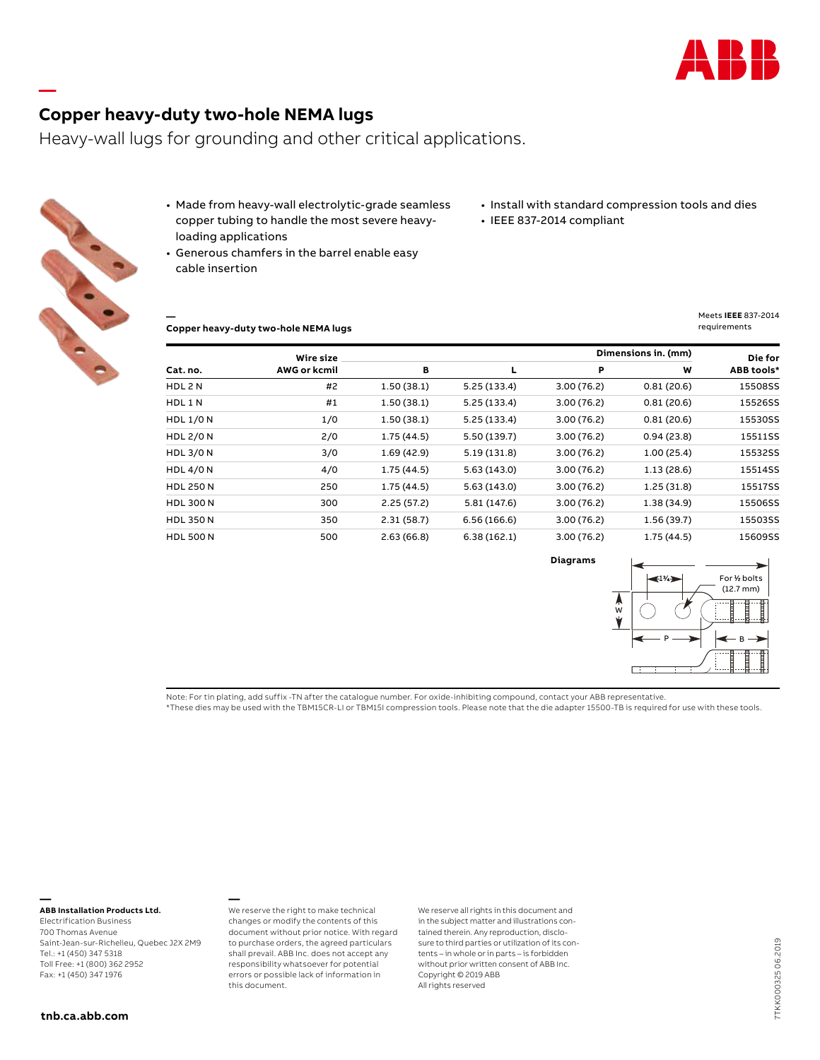# Copper heavy-duty two-hole NEMA lugs

Heavy-wall lugs for grounding and other critical applications.

- Made from heavy-wall electrolytic-grade seamless copper tubing to handle the most severe heavy-loading applications
- Generous chamfers in the barrel enable easy cable insertion
- Install with standard compression tools and dies
- IEEE 837-2014 compliant

## Copper heavy-duty two-hole NEMA lugs

Meets **IEEE** 837-2014 requirements

| Cat. no. | Wire size AWG or kcmil | Dimensions in. (mm) B | L | P | W | Die for ABB tools* |
|---|---|---|---|---|---|---|
| HDL 2 N | #2 | 1.50 (38.1) | 5.25 (133.4) | 3.00 (76.2) | 0.81 (20.6) | 15508SS |
| HDL 1 N | #1 | 1.50 (38.1) | 5.25 (133.4) | 3.00 (76.2) | 0.81 (20.6) | 15526SS |
| HDL 1/0 N | 1/0 | 1.50 (38.1) | 5.25 (133.4) | 3.00 (76.2) | 0.81 (20.6) | 15530SS |
| HDL 2/0 N | 2/0 | 1.75 (44.5) | 5.50 (139.7) | 3.00 (76.2) | 0.94 (23.8) | 15511SS |
| HDL 3/0 N | 3/0 | 1.69 (42.9) | 5.19 (131.8) | 3.00 (76.2) | 1.00 (25.4) | 15532SS |
| HDL 4/0 N | 4/0 | 1.75 (44.5) | 5.63 (143.0) | 3.00 (76.2) | 1.13 (28.6) | 15514SS |
| HDL 250 N | 250 | 1.75 (44.5) | 5.63 (143.0) | 3.00 (76.2) | 1.25 (31.8) | 15517SS |
| HDL 300 N | 300 | 2.25 (57.2) | 5.81 (147.6) | 3.00 (76.2) | 1.38 (34.9) | 15506SS |
| HDL 350 N | 350 | 2.31 (58.7) | 6.56 (166.6) | 3.00 (76.2) | 1.56 (39.7) | 15503SS |
| HDL 500 N | 500 | 2.63 (66.8) | 6.38 (162.1) | 3.00 (76.2) | 1.75 (44.5) | 15609SS |

**Diagrams**

1¾
For ½ bolts (12.7 mm)
W
P
B

Note: For tin plating, add suffix -TN after the catalogue number. For oxide-inhibiting compound, contact your ABB representative.
*These dies may be used with the TBM15CR-LI or TBM15I compression tools. Please note that the die adapter 15500-TB is required for use with these tools.

**ABB Installation Products Ltd.**
Electrification Business
700 Thomas Avenue
Saint-Jean-sur-Richelieu, Quebec J2X 2M9
Tel.: +1 (450) 347 5318
Toll Free: +1 (800) 362 2952
Fax: +1 (450) 347 1976

We reserve the right to make technical changes or modify the contents of this document without prior notice. With regard to purchase orders, the agreed particulars shall prevail. ABB Inc. does not accept any responsibility whatsoever for potential errors or possible lack of information in this document.

We reserve all rights in this document and in the subject matter and illustrations contained therein. Any reproduction, disclosure to third parties or utilization of its contents – in whole or in parts – is forbidden without prior written consent of ABB Inc.
Copyright © 2019 ABB
All rights reserved

**tnb.ca.abb.com**

7TKK000325 06.2019